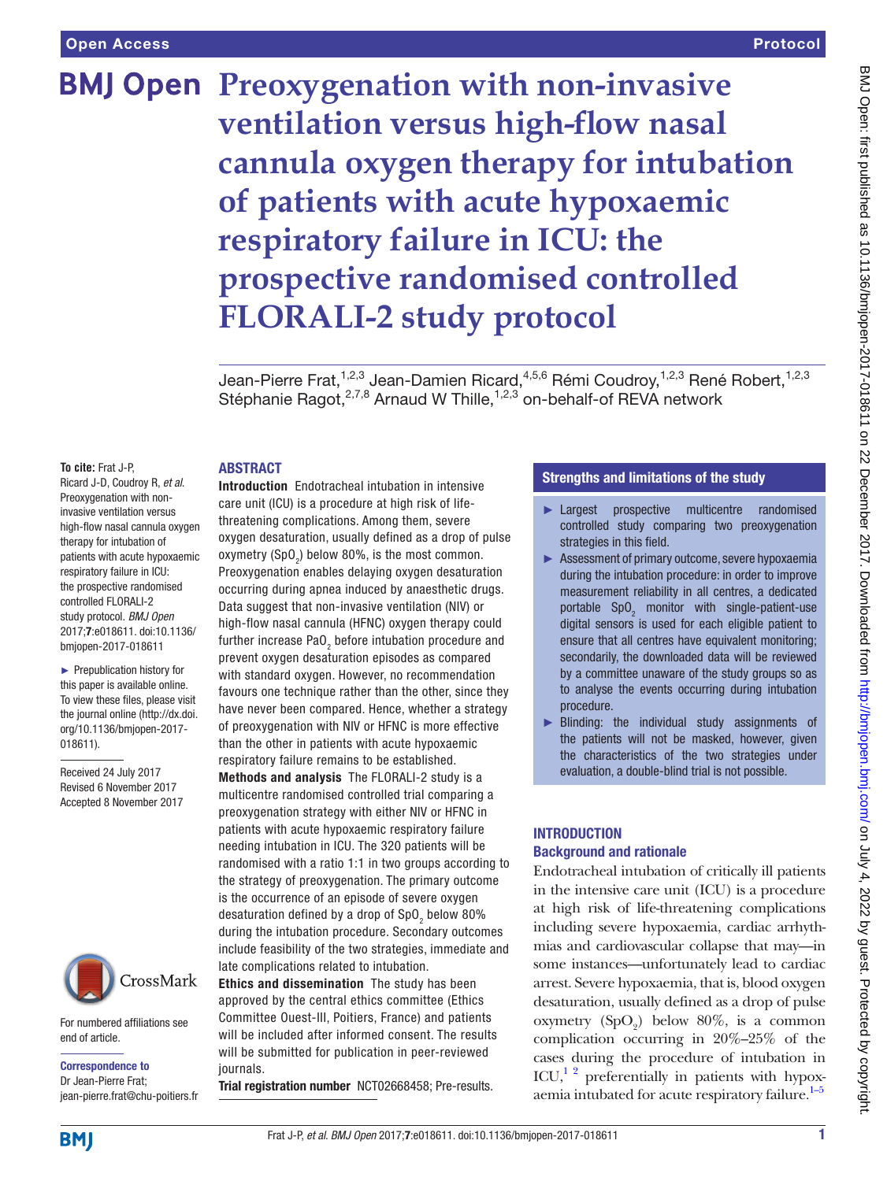# Preoxygenation with non-invasive ventilation versus high-flow nasal cannula oxygen therapy for intubation of patients with acute hypoxaemic respiratory failure in ICU: the prospective randomised controlled FLORALI-2 study protocol

Jean-Pierre Frat,[1,2,3] Jean-Damien Ricard,[4,5,6] Rémi Coudroy,[1,2,3] René Robert,[1,2,3] Stéphanie Ragot,[2,7,8] Arnaud W Thille,[1,2,3] on-behalf-of REVA network

**To cite:** Frat J-P, Ricard J-D, Coudroy R, *et al*. Preoxygenation with non-invasive ventilation versus high-flow nasal cannula oxygen therapy for intubation of patients with acute hypoxaemic respiratory failure in ICU: the prospective randomised controlled FLORALI-2 study protocol. *BMJ Open* 2017;**7**:e018611. doi:10.1136/bmjopen-2017-018611

► Prepublication history for this paper is available online. To view these files, please visit the journal online (http://dx.doi.org/10.1136/bmjopen-2017-018611).

Received 24 July 2017
Revised 6 November 2017
Accepted 8 November 2017

For numbered affiliations see end of article.

**Correspondence to**
Dr Jean-Pierre Frat;
jean-pierre.frat@chu-poitiers.fr

## ABSTRACT

**Introduction** Endotracheal intubation in intensive care unit (ICU) is a procedure at high risk of life-threatening complications. Among them, severe oxygen desaturation, usually defined as a drop of pulse oxymetry ($SpO_2$) below 80%, is the most common. Preoxygenation enables delaying oxygen desaturation occurring during apnea induced by anaesthetic drugs. Data suggest that non-invasive ventilation (NIV) or high-flow nasal cannula (HFNC) oxygen therapy could further increase $PaO_2$ before intubation procedure and prevent oxygen desaturation episodes as compared with standard oxygen. However, no recommendation favours one technique rather than the other, since they have never been compared. Hence, whether a strategy of preoxygenation with NIV or HFNC is more effective than the other in patients with acute hypoxaemic respiratory failure remains to be established.

**Methods and analysis** The FLORALI-2 study is a multicentre randomised controlled trial comparing a preoxygenation strategy with either NIV or HFNC in patients with acute hypoxaemic respiratory failure needing intubation in ICU. The 320 patients will be randomised with a ratio 1:1 in two groups according to the strategy of preoxygenation. The primary outcome is the occurrence of an episode of severe oxygen desaturation defined by a drop of $SpO_2$ below 80% during the intubation procedure. Secondary outcomes include feasibility of the two strategies, immediate and late complications related to intubation.

**Ethics and dissemination** The study has been approved by the central ethics committee (Ethics Committee Ouest-III, Poitiers, France) and patients will be included after informed consent. The results will be submitted for publication in peer-reviewed journals.

**Trial registration number** NCT02668458; Pre-results.

## Strengths and limitations of the study

- ► Largest prospective multicentre randomised controlled study comparing two preoxygenation strategies in this field.
- ► Assessment of primary outcome, severe hypoxaemia during the intubation procedure: in order to improve measurement reliability in all centres, a dedicated portable $SpO_2$ monitor with single-patient-use digital sensors is used for each eligible patient to ensure that all centres have equivalent monitoring; secondarily, the downloaded data will be reviewed by a committee unaware of the study groups so as to analyse the events occurring during intubation procedure.
- ► Blinding: the individual study assignments of the patients will not be masked, however, given the characteristics of the two strategies under evaluation, a double-blind trial is not possible.

## INTRODUCTION

### Background and rationale

Endotracheal intubation of critically ill patients in the intensive care unit (ICU) is a procedure at high risk of life-threatening complications including severe hypoxaemia, cardiac arrhythmias and cardiovascular collapse that may—in some instances—unfortunately lead to cardiac arrest. Severe hypoxaemia, that is, blood oxygen desaturation, usually defined as a drop of pulse oxymetry ($SpO_2$) below 80%, is a common complication occurring in 20%–25% of the cases during the procedure of intubation in ICU,[1,2] preferentially in patients with hypoxaemia intubated for acute respiratory failure.[1–5]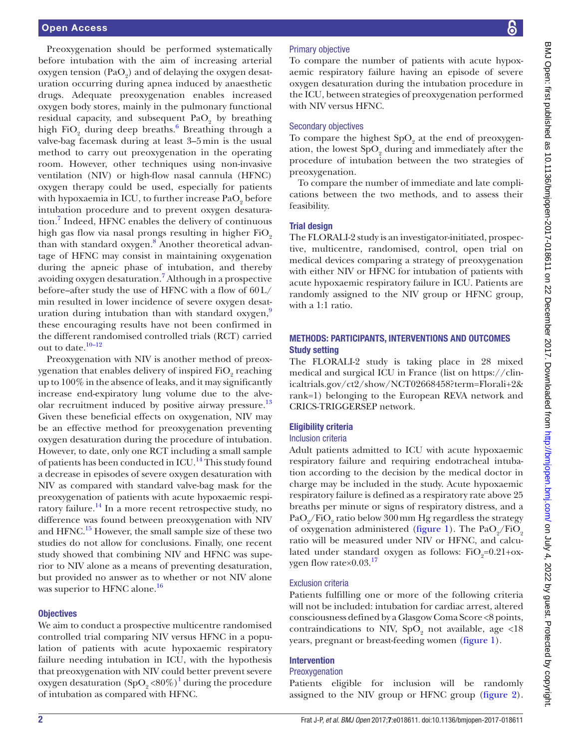Preoxygenation should be performed systematically before intubation with the aim of increasing arterial oxygen tension ($PaO_2$) and of delaying the oxygen desaturation occurring during apnea induced by anaesthetic drugs. Adequate preoxygenation enables increased oxygen body stores, mainly in the pulmonary functional residual capacity, and subsequent $PaO_2$ by breathing high $FiO_2$ during deep breaths.[6] Breathing through a valve-bag facemask during at least 3–5 min is the usual method to carry out preoxygenation in the operating room. However, other techniques using non-invasive ventilation (NIV) or high-flow nasal cannula (HFNC) oxygen therapy could be used, especially for patients with hypoxaemia in ICU, to further increase $PaO_2$ before intubation procedure and to prevent oxygen desaturation.[7] Indeed, HFNC enables the delivery of continuous high gas flow via nasal prongs resulting in higher $FiO_2$ than with standard oxygen.[8] Another theoretical advantage of HFNC may consist in maintaining oxygenation during the apneic phase of intubation, and thereby avoiding oxygen desaturation.[7] Although in a prospective before–after study the use of HFNC with a flow of 60 L/min resulted in lower incidence of severe oxygen desaturation during intubation than with standard oxygen,[9] these encouraging results have not been confirmed in the different randomised controlled trials (RCT) carried out to date.[10–12]

Preoxygenation with NIV is another method of preoxygenation that enables delivery of inspired $FiO_2$ reaching up to 100% in the absence of leaks, and it may significantly increase end-expiratory lung volume due to the alveolar recruitment induced by positive airway pressure.[13] Given these beneficial effects on oxygenation, NIV may be an effective method for preoxygenation preventing oxygen desaturation during the procedure of intubation. However, to date, only one RCT including a small sample of patients has been conducted in ICU.[14] This study found a decrease in episodes of severe oxygen desaturation with NIV as compared with standard valve-bag mask for the preoxygenation of patients with acute hypoxaemic respiratory failure.[14] In a more recent retrospective study, no difference was found between preoxygenation with NIV and HFNC.[15] However, the small sample size of these two studies do not allow for conclusions. Finally, one recent study showed that combining NIV and HFNC was superior to NIV alone as a means of preventing desaturation, but provided no answer as to whether or not NIV alone was superior to HFNC alone.[16]

### Objectives

We aim to conduct a prospective multicentre randomised controlled trial comparing NIV versus HFNC in a population of patients with acute hypoxaemic respiratory failure needing intubation in ICU, with the hypothesis that preoxygenation with NIV could better prevent severe oxygen desaturation ($SpO_2$ <80%)[1] during the procedure of intubation as compared with HFNC.

#### Primary objective

To compare the number of patients with acute hypoxaemic respiratory failure having an episode of severe oxygen desaturation during the intubation procedure in the ICU, between strategies of preoxygenation performed with NIV versus HFNC.

#### Secondary objectives

To compare the highest $SpO_2$ at the end of preoxygenation, the lowest $SpO_2$ during and immediately after the procedure of intubation between the two strategies of preoxygenation.

To compare the number of immediate and late complications between the two methods, and to assess their feasibility.

### Trial design

The FLORALI-2 study is an investigator-initiated, prospective, multicentre, randomised, control, open trial on medical devices comparing a strategy of preoxygenation with either NIV or HFNC for intubation of patients with acute hypoxaemic respiratory failure in ICU. Patients are randomly assigned to the NIV group or HFNC group, with a 1:1 ratio.

## METHODS: PARTICIPANTS, INTERVENTIONS AND OUTCOMES

### Study setting

The FLORALI-2 study is taking place in 28 mixed medical and surgical ICU in France (list on https://clinicaltrials.gov/ct2/show/NCT02668458?term=Florali+2&rank=1) belonging to the European REVA network and CRICS-TRIGGERSEP network.

### Eligibility criteria

#### Inclusion criteria

Adult patients admitted to ICU with acute hypoxaemic respiratory failure and requiring endotracheal intubation according to the decision by the medical doctor in charge may be included in the study. Acute hypoxaemic respiratory failure is defined as a respiratory rate above 25 breaths per minute or signs of respiratory distress, and a $PaO_2/FiO_2$ ratio below 300 mm Hg regardless the strategy of oxygenation administered (figure 1). The $PaO_2/FiO_2$ ratio will be measured under NIV or HFNC, and calculated under standard oxygen as follows: $FiO_2$=0.21+oxygen flow rate×0.03.[17]

#### Exclusion criteria

Patients fulfilling one or more of the following criteria will not be included: intubation for cardiac arrest, altered consciousness defined by a Glasgow Coma Score <8 points, contraindications to NIV, $SpO_2$ not available, age <18 years, pregnant or breast-feeding women (figure 1).

### Intervention

#### Preoxygenation

Patients eligible for inclusion will be randomly assigned to the NIV group or HFNC group (figure 2).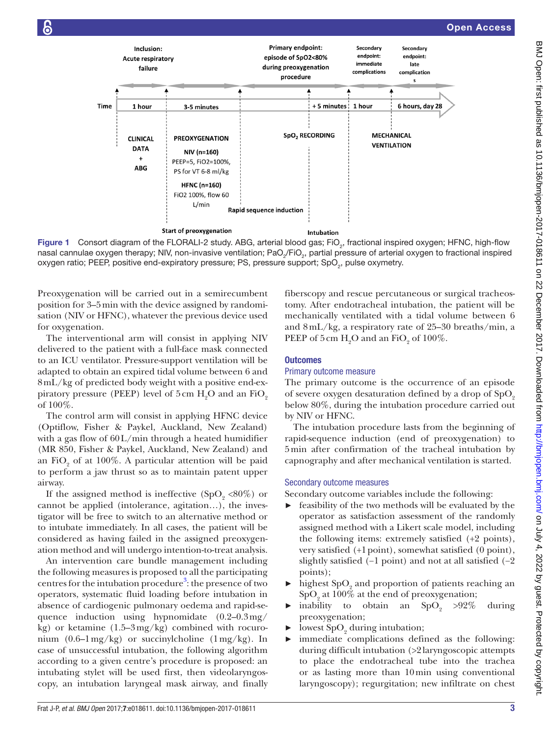**Figure 1** Consort diagram of the FLORALI-2 study. ABG, arterial blood gas; $FiO_2$, fractional inspired oxygen; HFNC, high-flow nasal cannulae oxygen therapy; NIV, non-invasive ventilation; $PaO_2/FiO_2$, partial pressure of arterial oxygen to fractional inspired oxygen ratio; PEEP, positive end-expiratory pressure; PS, pressure support; $SpO_2$, pulse oxymetry.

Preoxygenation will be carried out in a semirecumbent position for 3–5 min with the device assigned by randomisation (NIV or HFNC), whatever the previous device used for oxygenation.

The interventional arm will consist in applying NIV delivered to the patient with a full-face mask connected to an ICU ventilator. Pressure-support ventilation will be adapted to obtain an expired tidal volume between 6 and 8 mL/kg of predicted body weight with a positive end-expiratory pressure (PEEP) level of 5 cm $H_2O$ and an $FiO_2$ of 100%.

The control arm will consist in applying HFNC device (Optiflow, Fisher & Paykel, Auckland, New Zealand) with a gas flow of 60 L/min through a heated humidifier (MR 850, Fisher & Paykel, Auckland, New Zealand) and an $FiO_2$ of at 100%. A particular attention will be paid to perform a jaw thrust so as to maintain patent upper airway.

If the assigned method is ineffective ($SpO_2$ <80%) or cannot be applied (intolerance, agitation…), the investigator will be free to switch to an alternative method or to intubate immediately. In all cases, the patient will be considered as having failed in the assigned preoxygenation method and will undergo intention-to-treat analysis.

An intervention care bundle management including the following measures is proposed to all the participating centres for the intubation procedure[3]: the presence of two operators, systematic fluid loading before intubation in absence of cardiogenic pulmonary oedema and rapid-sequence induction using hypnomidate (0.2–0.3 mg/kg) or ketamine (1.5–3 mg/kg) combined with rocuronium (0.6–1 mg/kg) or succinylcholine (1 mg/kg). In case of unsuccessful intubation, the following algorithm according to a given centre's procedure is proposed: an intubating stylet will be used first, then videolaryngoscopy, an intubation laryngeal mask airway, and finally fiberscopy and rescue percutaneous or surgical tracheostomy. After endotracheal intubation, the patient will be mechanically ventilated with a tidal volume between 6 and 8 mL/kg, a respiratory rate of 25–30 breaths/min, a PEEP of 5 cm $H_2O$ and an $FiO_2$ of 100%.

## Outcomes

### Primary outcome measure

The primary outcome is the occurrence of an episode of severe oxygen desaturation defined by a drop of $SpO_2$ below 80%, during the intubation procedure carried out by NIV or HFNC.

The intubation procedure lasts from the beginning of rapid-sequence induction (end of preoxygenation) to 5 min after confirmation of the tracheal intubation by capnography and after mechanical ventilation is started.

### Secondary outcome measures

Secondary outcome variables include the following:

- feasibility of the two methods will be evaluated by the operator as satisfaction assessment of the randomly assigned method with a Likert scale model, including the following items: extremely satisfied (+2 points), very satisfied (+1 point), somewhat satisfied (0 point), slightly satisfied (−1 point) and not at all satisfied (−2 points);
- highest $SpO_2$ and proportion of patients reaching an $SpO_2$ at 100% at the end of preoxygenation;
- inability to obtain an $SpO_2$ >92% during preoxygenation;
- lowest $SpO_2$ during intubation;
- immediate complications defined as the following: during difficult intubation (>2 laryngoscopic attempts to place the endotracheal tube into the trachea or as lasting more than 10 min using conventional laryngoscopy); regurgitation; new infiltrate on chest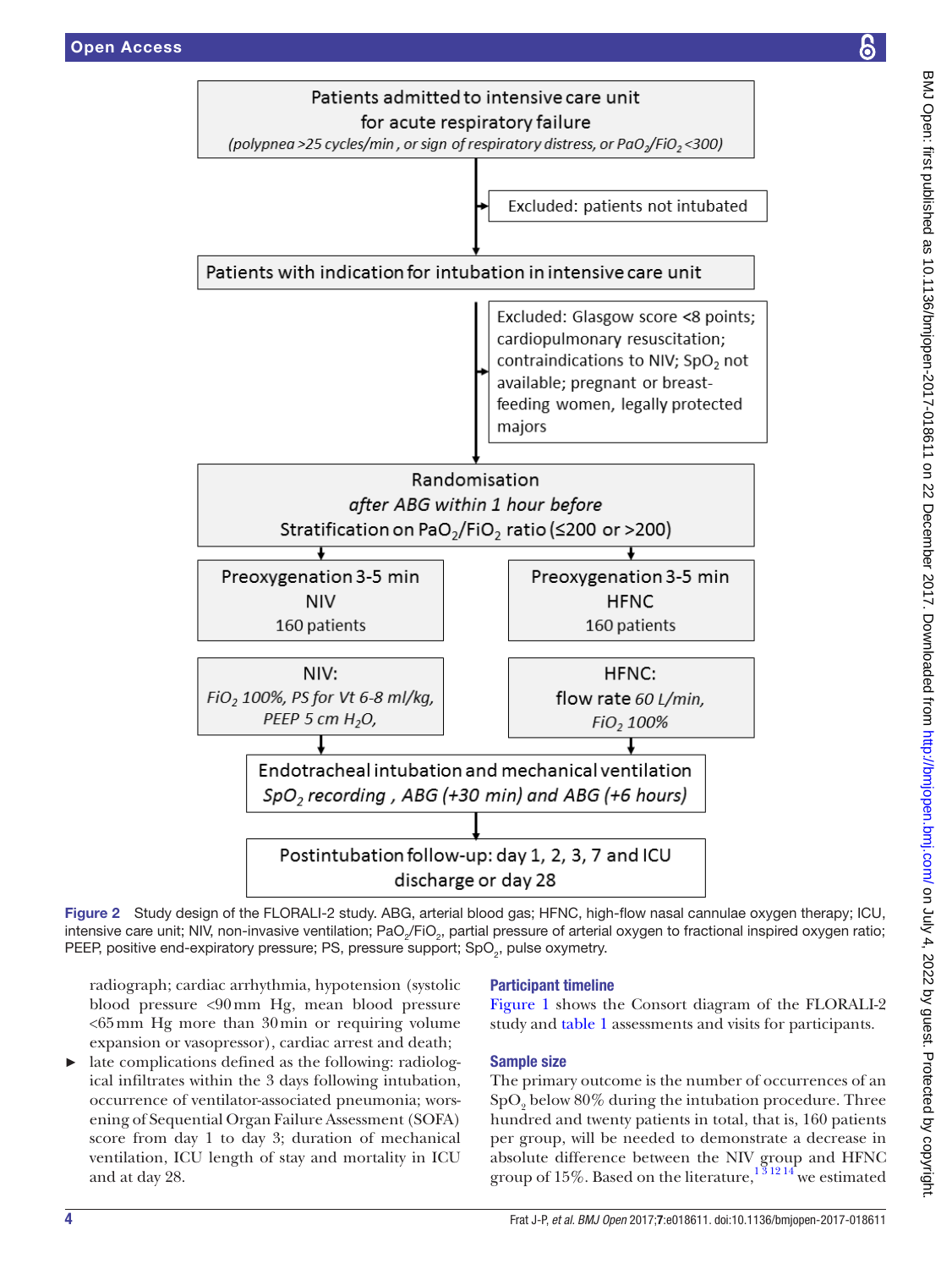Patients admitted to intensive care unit for acute respiratory failure
*(polypnea >25 cycles/min, or sign of respiratory distress, or $PaO_2/FiO_2$ <300)*

Excluded: patients not intubated

Patients with indication for intubation in intensive care unit

Excluded: Glasgow score <8 points; cardiopulmonary resuscitation; contraindications to NIV; $SpO_2$ not available; pregnant or breast-feeding women, legally protected majors

Randomisation
*after ABG within 1 hour before*
Stratification on $PaO_2/FiO_2$ ratio (≤200 or >200)

| Preoxygenation 3-5 min NIV 160 patients | Preoxygenation 3-5 min HFNC 160 patients |
|---|---|
| NIV: *$FiO_2$ 100%, PS for Vt 6-8 ml/kg, PEEP 5 cm $H_2O$,* | HFNC: flow rate *60 L/min, $FiO_2$ 100%* |

Endotracheal intubation and mechanical ventilation
*$SpO_2$ recording, ABG (+30 min) and ABG (+6 hours)*

Postintubation follow-up: day 1, 2, 3, 7 and ICU discharge or day 28

**Figure 2** Study design of the FLORALI-2 study. ABG, arterial blood gas; HFNC, high-flow nasal cannulae oxygen therapy; ICU, intensive care unit; NIV, non-invasive ventilation; $PaO_2/FiO_2$, partial pressure of arterial oxygen to fractional inspired oxygen ratio; PEEP, positive end-expiratory pressure; PS, pressure support; $SpO_2$, pulse oxymetry.

radiograph; cardiac arrhythmia, hypotension (systolic blood pressure <90 mm Hg, mean blood pressure <65 mm Hg more than 30 min or requiring volume expansion or vasopressor), cardiac arrest and death;

- late complications defined as the following: radiological infiltrates within the 3 days following intubation, occurrence of ventilator-associated pneumonia; worsening of Sequential Organ Failure Assessment (SOFA) score from day 1 to day 3; duration of mechanical ventilation, ICU length of stay and mortality in ICU and at day 28.

## Participant timeline

Figure 1 shows the Consort diagram of the FLORALI-2 study and table 1 assessments and visits for participants.

## Sample size

The primary outcome is the number of occurrences of an $SpO_2$ below 80% during the intubation procedure. Three hundred and twenty patients in total, that is, 160 patients per group, will be needed to demonstrate a decrease in absolute difference between the NIV group and HFNC group of 15%. Based on the literature,[1 3 12 14] we estimated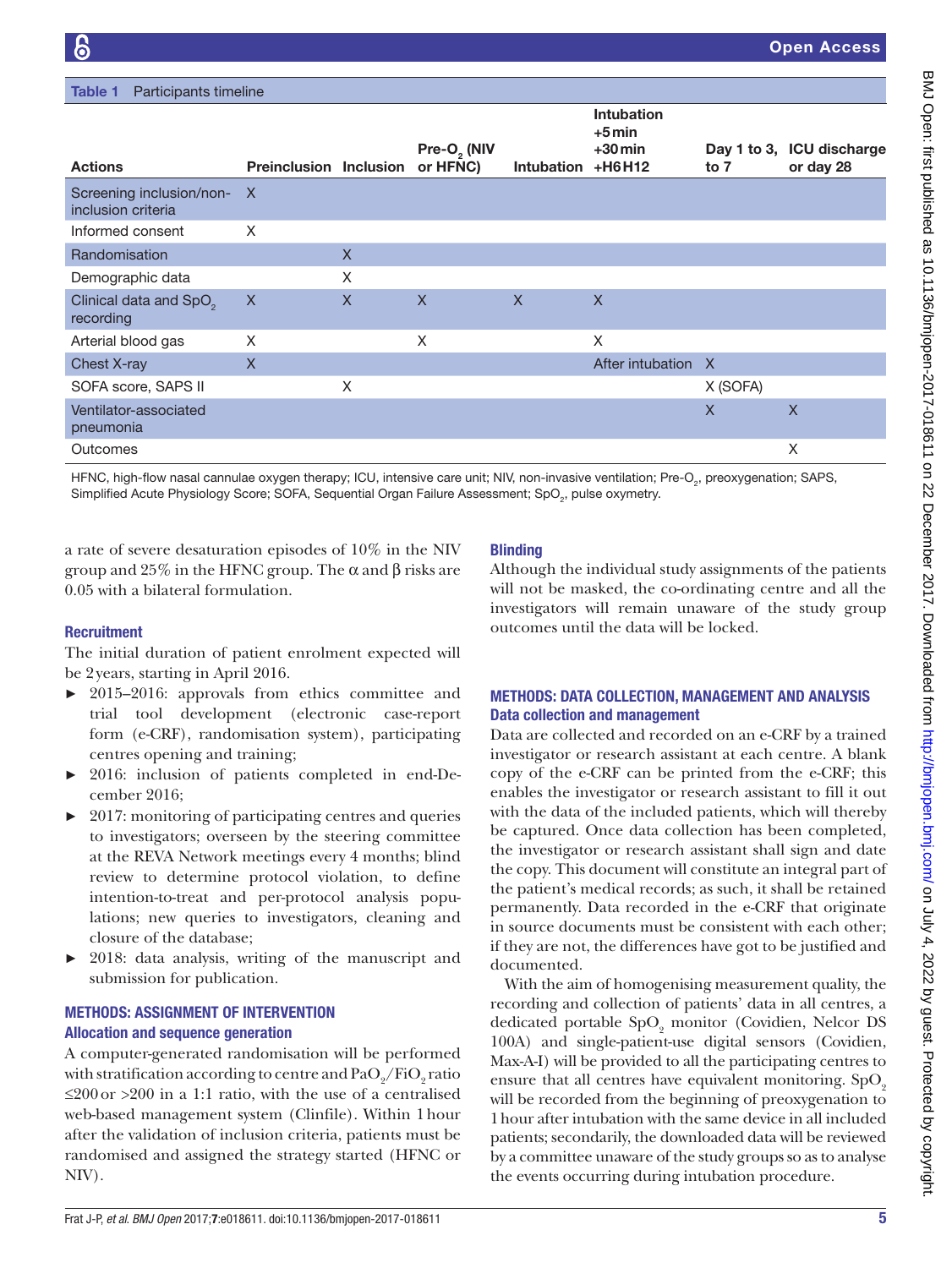**Table 1** Participants timeline

| Actions | Preinclusion | Inclusion | Pre-$O_2$ (NIV or HFNC) | Intubation | Intubation +5 min +30 min +H6 H12 | Day 1 to 3, to 7 | ICU discharge or day 28 |
|---|---|---|---|---|---|---|---|
| Screening inclusion/non-inclusion criteria | X | | | | | | |
| Informed consent | X | | | | | | |
| Randomisation | | X | | | | | |
| Demographic data | | X | | | | | |
| Clinical data and $SpO_2$ recording | X | X | X | X | X | | |
| Arterial blood gas | X | | X | | X | | |
| Chest X-ray | X | | | | After intubation | X | |
| SOFA score, SAPS II | | X | | | | X (SOFA) | |
| Ventilator-associated pneumonia | | | | | | X | X |
| Outcomes | | | | | | | X |

HFNC, high-flow nasal cannulae oxygen therapy; ICU, intensive care unit; NIV, non-invasive ventilation; Pre-$O_2$, preoxygenation; SAPS, Simplified Acute Physiology Score; SOFA, Sequential Organ Failure Assessment; $SpO_2$, pulse oximetry.

a rate of severe desaturation episodes of 10% in the NIV group and 25% in the HFNC group. The $\alpha$ and $\beta$ risks are 0.05 with a bilateral formulation.

### Recruitment

The initial duration of patient enrolment expected will be 2 years, starting in April 2016.

- 2015–2016: approvals from ethics committee and trial tool development (electronic case-report form (e-CRF), randomisation system), participating centres opening and training;
- 2016: inclusion of patients completed in end-December 2016;
- 2017: monitoring of participating centres and queries to investigators; overseen by the steering committee at the REVA Network meetings every 4 months; blind review to determine protocol violation, to define intention-to-treat and per-protocol analysis populations; new queries to investigators, cleaning and closure of the database;
- 2018: data analysis, writing of the manuscript and submission for publication.

## METHODS: ASSIGNMENT OF INTERVENTION

### Allocation and sequence generation

A computer-generated randomisation will be performed with stratification according to centre and $PaO_2/FiO_2$ ratio ≤200 or >200 in a 1:1 ratio, with the use of a centralised web-based management system (Clinfile). Within 1 hour after the validation of inclusion criteria, patients must be randomised and assigned the strategy started (HFNC or NIV).

### Blinding

Although the individual study assignments of the patients will not be masked, the co-ordinating centre and all the investigators will remain unaware of the study group outcomes until the data will be locked.

## METHODS: DATA COLLECTION, MANAGEMENT AND ANALYSIS

### Data collection and management

Data are collected and recorded on an e-CRF by a trained investigator or research assistant at each centre. A blank copy of the e-CRF can be printed from the e-CRF; this enables the investigator or research assistant to fill it out with the data of the included patients, which will thereby be captured. Once data collection has been completed, the investigator or research assistant shall sign and date the copy. This document will constitute an integral part of the patient's medical records; as such, it shall be retained permanently. Data recorded in the e-CRF that originate in source documents must be consistent with each other; if they are not, the differences have got to be justified and documented.

With the aim of homogenising measurement quality, the recording and collection of patients' data in all centres, a dedicated portable $SpO_2$ monitor (Covidien, Nelcor DS 100A) and single-patient-use digital sensors (Covidien, Max-A-I) will be provided to all the participating centres to ensure that all centres have equivalent monitoring. $SpO_2$ will be recorded from the beginning of preoxygenation to 1 hour after intubation with the same device in all included patients; secondarily, the downloaded data will be reviewed by a committee unaware of the study groups so as to analyse the events occurring during intubation procedure.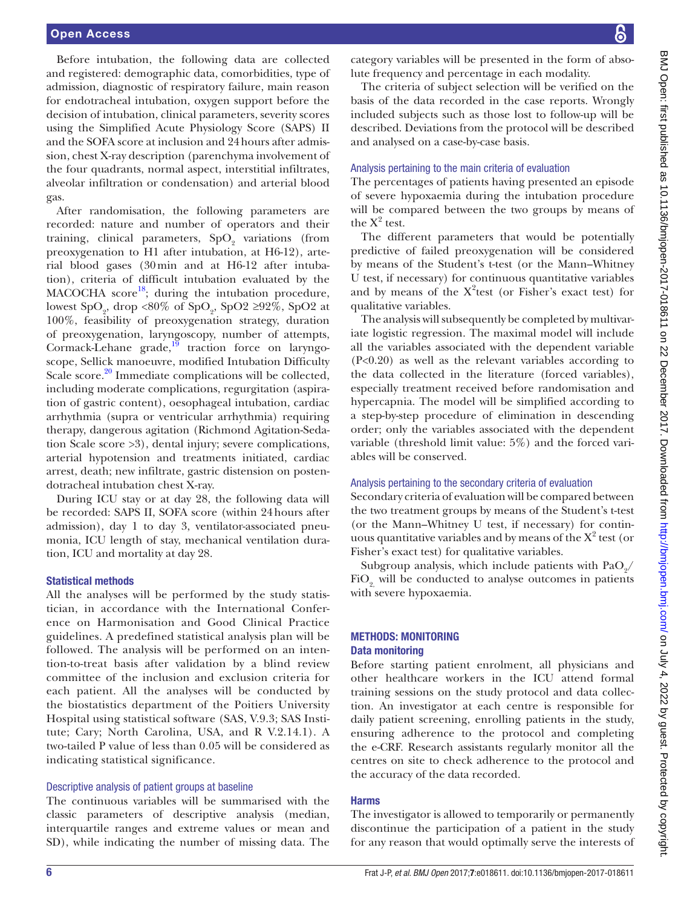Before intubation, the following data are collected and registered: demographic data, comorbidities, type of admission, diagnostic of respiratory failure, main reason for endotracheal intubation, oxygen support before the decision of intubation, clinical parameters, severity scores using the Simplified Acute Physiology Score (SAPS) II and the SOFA score at inclusion and 24 hours after admission, chest X-ray description (parenchyma involvement of the four quadrants, normal aspect, interstitial infiltrates, alveolar infiltration or condensation) and arterial blood gas.

After randomisation, the following parameters are recorded: nature and number of operators and their training, clinical parameters, $SpO_2$ variations (from preoxygenation to H1 after intubation, at H6-12), arterial blood gases (30 min and at H6-12 after intubation), criteria of difficult intubation evaluated by the MACOCHA score[18]; during the intubation procedure, lowest $SpO_2$, drop <80% of $SpO_2$, SpO2 ≥92%, SpO2 at 100%, feasibility of preoxygenation strategy, duration of preoxygenation, laryngoscopy, number of attempts, Cormack-Lehane grade,[19] traction force on laryngoscope, Sellick manoeuvre, modified Intubation Difficulty Scale score.[20] Immediate complications will be collected, including moderate complications, regurgitation (aspiration of gastric content), oesophageal intubation, cardiac arrhythmia (supra or ventricular arrhythmia) requiring therapy, dangerous agitation (Richmond Agitation-Sedation Scale score >3), dental injury; severe complications, arterial hypotension and treatments initiated, cardiac arrest, death; new infiltrate, gastric distension on postendotracheal intubation chest X-ray.

During ICU stay or at day 28, the following data will be recorded: SAPS II, SOFA score (within 24 hours after admission), day 1 to day 3, ventilator-associated pneumonia, ICU length of stay, mechanical ventilation duration, ICU and mortality at day 28.

## Statistical methods

All the analyses will be performed by the study statistician, in accordance with the International Conference on Harmonisation and Good Clinical Practice guidelines. A predefined statistical analysis plan will be followed. The analysis will be performed on an intention-to-treat basis after validation by a blind review committee of the inclusion and exclusion criteria for each patient. All the analyses will be conducted by the biostatistics department of the Poitiers University Hospital using statistical software (SAS, V.9.3; SAS Institute; Cary; North Carolina, USA, and R V.2.14.1). A two-tailed P value of less than 0.05 will be considered as indicating statistical significance.

### Descriptive analysis of patient groups at baseline

The continuous variables will be summarised with the classic parameters of descriptive analysis (median, interquartile ranges and extreme values or mean and SD), while indicating the number of missing data. The category variables will be presented in the form of absolute frequency and percentage in each modality.

The criteria of subject selection will be verified on the basis of the data recorded in the case reports. Wrongly included subjects such as those lost to follow-up will be described. Deviations from the protocol will be described and analysed on a case-by-case basis.

### Analysis pertaining to the main criteria of evaluation

The percentages of patients having presented an episode of severe hypoxaemia during the intubation procedure will be compared between the two groups by means of the $X^2$ test.

The different parameters that would be potentially predictive of failed preoxygenation will be considered by means of the Student's t-test (or the Mann–Whitney U test, if necessary) for continuous quantitative variables and by means of the $X^2$test (or Fisher's exact test) for qualitative variables.

The analysis will subsequently be completed by multivariate logistic regression. The maximal model will include all the variables associated with the dependent variable (P<0.20) as well as the relevant variables according to the data collected in the literature (forced variables), especially treatment received before randomisation and hypercapnia. The model will be simplified according to a step-by-step procedure of elimination in descending order; only the variables associated with the dependent variable (threshold limit value: 5%) and the forced variables will be conserved.

### Analysis pertaining to the secondary criteria of evaluation

Secondary criteria of evaluation will be compared between the two treatment groups by means of the Student's t-test (or the Mann–Whitney U test, if necessary) for continuous quantitative variables and by means of the $X^2$ test (or Fisher's exact test) for qualitative variables.

Subgroup analysis, which include patients with $PaO_2/FiO_2$ will be conducted to analyse outcomes in patients with severe hypoxaemia.

# Methods: Monitoring

## Data monitoring

Before starting patient enrolment, all physicians and other healthcare workers in the ICU attend formal training sessions on the study protocol and data collection. An investigator at each centre is responsible for daily patient screening, enrolling patients in the study, ensuring adherence to the protocol and completing the e-CRF. Research assistants regularly monitor all the centres on site to check adherence to the protocol and the accuracy of the data recorded.

## Harms

The investigator is allowed to temporarily or permanently discontinue the participation of a patient in the study for any reason that would optimally serve the interests of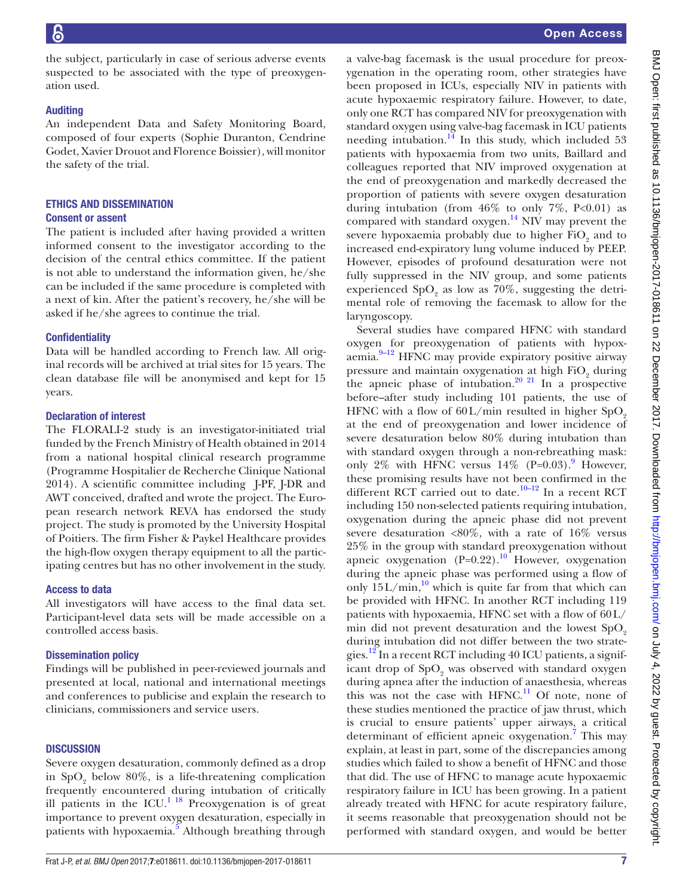the subject, particularly in case of serious adverse events suspected to be associated with the type of preoxygenation used.

### Auditing

An independent Data and Safety Monitoring Board, composed of four experts (Sophie Duranton, Cendrine Godet, Xavier Drouot and Florence Boissier), will monitor the safety of the trial.

## ETHICS AND DISSEMINATION

### Consent or assent

The patient is included after having provided a written informed consent to the investigator according to the decision of the central ethics committee. If the patient is not able to understand the information given, he/she can be included if the same procedure is completed with a next of kin. After the patient's recovery, he/she will be asked if he/she agrees to continue the trial.

### Confidentiality

Data will be handled according to French law. All original records will be archived at trial sites for 15 years. The clean database file will be anonymised and kept for 15 years.

### Declaration of interest

The FLORALI-2 study is an investigator-initiated trial funded by the French Ministry of Health obtained in 2014 from a national hospital clinical research programme (Programme Hospitalier de Recherche Clinique National 2014). A scientific committee including J-PF, J-DR and AWT conceived, drafted and wrote the project. The European research network REVA has endorsed the study project. The study is promoted by the University Hospital of Poitiers. The firm Fisher & Paykel Healthcare provides the high-flow oxygen therapy equipment to all the participating centres but has no other involvement in the study.

### Access to data

All investigators will have access to the final data set. Participant-level data sets will be made accessible on a controlled access basis.

### Dissemination policy

Findings will be published in peer-reviewed journals and presented at local, national and international meetings and conferences to publicise and explain the research to clinicians, commissioners and service users.

## DISCUSSION

Severe oxygen desaturation, commonly defined as a drop in $SpO_2$ below 80%, is a life-threatening complication frequently encountered during intubation of critically ill patients in the ICU.[1 18] Preoxygenation is of great importance to prevent oxygen desaturation, especially in patients with hypoxaemia.[5] Although breathing through a valve-bag facemask is the usual procedure for preoxygenation in the operating room, other strategies have been proposed in ICUs, especially NIV in patients with acute hypoxaemic respiratory failure. However, to date, only one RCT has compared NIV for preoxygenation with standard oxygen using valve-bag facemask in ICU patients needing intubation.[14] In this study, which included 53 patients with hypoxaemia from two units, Baillard and colleagues reported that NIV improved oxygenation at the end of preoxygenation and markedly decreased the proportion of patients with severe oxygen desaturation during intubation (from 46% to only 7%, P<0.01) as compared with standard oxygen.[14] NIV may prevent the severe hypoxaemia probably due to higher $FiO_2$ and to increased end-expiratory lung volume induced by PEEP. However, episodes of profound desaturation were not fully suppressed in the NIV group, and some patients experienced $SpO_2$ as low as 70%, suggesting the detrimental role of removing the facemask to allow for the laryngoscopy.

Several studies have compared HFNC with standard oxygen for preoxygenation of patients with hypoxaemia.[9–12] HFNC may provide expiratory positive airway pressure and maintain oxygenation at high $FiO_2$ during the apneic phase of intubation.[20 21] In a prospective before–after study including 101 patients, the use of HFNC with a flow of 60 L/min resulted in higher $SpO_2$ at the end of preoxygenation and lower incidence of severe desaturation below 80% during intubation than with standard oxygen through a non-rebreathing mask: only 2% with HFNC versus 14% (P=0.03).[9] However, these promising results have not been confirmed in the different RCT carried out to date.[10–12] In a recent RCT including 150 non-selected patients requiring intubation, oxygenation during the apneic phase did not prevent severe desaturation <80%, with a rate of 16% versus 25% in the group with standard preoxygenation without apneic oxygenation (P=0.22).[10] However, oxygenation during the apneic phase was performed using a flow of only 15 L/min,[10] which is quite far from that which can be provided with HFNC. In another RCT including 119 patients with hypoxaemia, HFNC set with a flow of 60 L/min did not prevent desaturation and the lowest $SpO_2$ during intubation did not differ between the two strategies.[12] In a recent RCT including 40 ICU patients, a significant drop of $SpO_2$ was observed with standard oxygen during apnea after the induction of anaesthesia, whereas this was not the case with HFNC.[11] Of note, none of these studies mentioned the practice of jaw thrust, which is crucial to ensure patients' upper airways, a critical determinant of efficient apneic oxygenation.[7] This may explain, at least in part, some of the discrepancies among studies which failed to show a benefit of HFNC and those that did. The use of HFNC to manage acute hypoxaemic respiratory failure in ICU has been growing. In a patient already treated with HFNC for acute respiratory failure, it seems reasonable that preoxygenation should not be performed with standard oxygen, and would be better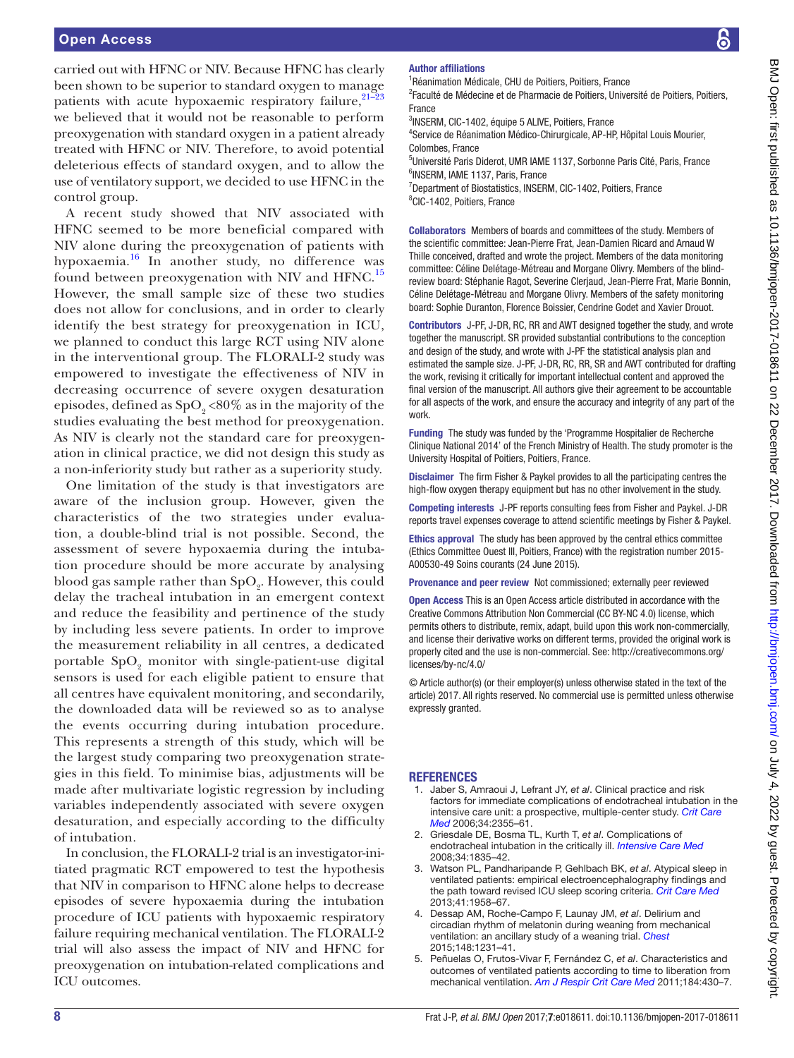carried out with HFNC or NIV. Because HFNC has clearly been shown to be superior to standard oxygen to manage patients with acute hypoxaemic respiratory failure,[21–23] we believed that it would not be reasonable to perform preoxygenation with standard oxygen in a patient already treated with HFNC or NIV. Therefore, to avoid potential deleterious effects of standard oxygen, and to allow the use of ventilatory support, we decided to use HFNC in the control group.

A recent study showed that NIV associated with HFNC seemed to be more beneficial compared with NIV alone during the preoxygenation of patients with hypoxaemia.[16] In another study, no difference was found between preoxygenation with NIV and HFNC.[15] However, the small sample size of these two studies does not allow for conclusions, and in order to clearly identify the best strategy for preoxygenation in ICU, we planned to conduct this large RCT using NIV alone in the interventional group. The FLORALI-2 study was empowered to investigate the effectiveness of NIV in decreasing occurrence of severe oxygen desaturation episodes, defined as $SpO_2$ <80% as in the majority of the studies evaluating the best method for preoxygenation. As NIV is clearly not the standard care for preoxygenation in clinical practice, we did not design this study as a non-inferiority study but rather as a superiority study.

One limitation of the study is that investigators are aware of the inclusion group. However, given the characteristics of the two strategies under evaluation, a double-blind trial is not possible. Second, the assessment of severe hypoxaemia during the intubation procedure should be more accurate by analysing blood gas sample rather than $SpO_2$. However, this could delay the tracheal intubation in an emergent context and reduce the feasibility and pertinence of the study by including less severe patients. In order to improve the measurement reliability in all centres, a dedicated portable $SpO_2$ monitor with single-patient-use digital sensors is used for each eligible patient to ensure that all centres have equivalent monitoring, and secondarily, the downloaded data will be reviewed so as to analyse the events occurring during intubation procedure. This represents a strength of this study, which will be the largest study comparing two preoxygenation strategies in this field. To minimise bias, adjustments will be made after multivariate logistic regression by including variables independently associated with severe oxygen desaturation, and especially according to the difficulty of intubation.

In conclusion, the FLORALI-2 trial is an investigator-initiated pragmatic RCT empowered to test the hypothesis that NIV in comparison to HFNC alone helps to decrease episodes of severe hypoxaemia during the intubation procedure of ICU patients with hypoxaemic respiratory failure requiring mechanical ventilation. The FLORALI-2 trial will also assess the impact of NIV and HFNC for preoxygenation on intubation-related complications and ICU outcomes.

**Author affiliations**
[1]Réanimation Médicale, CHU de Poitiers, Poitiers, France
[2]Faculté de Médecine et de Pharmacie de Poitiers, Université de Poitiers, Poitiers, France
[3]INSERM, CIC-1402, équipe 5 ALIVE, Poitiers, France
[4]Service de Réanimation Médico-Chirurgicale, AP-HP, Hôpital Louis Mourier, Colombes, France
[5]Université Paris Diderot, UMR IAME 1137, Sorbonne Paris Cité, Paris, France
[6]INSERM, IAME 1137, Paris, France
[7]Department of Biostatistics, INSERM, CIC-1402, Poitiers, France
[8]CIC-1402, Poitiers, France

**Collaborators** Members of boards and committees of the study. Members of the scientific committee: Jean-Pierre Frat, Jean-Damien Ricard and Arnaud W Thille conceived, drafted and wrote the project. Members of the data monitoring committee: Céline Delétage-Métreau and Morgane Olivry. Members of the blind-review board: Stéphanie Ragot, Severine Clerjaud, Jean-Pierre Frat, Marie Bonnin, Céline Delétage-Métreau and Morgane Olivry. Members of the safety monitoring board: Sophie Duranton, Florence Boissier, Cendrine Godet and Xavier Drouot.

**Contributors** J-PF, J-DR, RC, RR and AWT designed together the study, and wrote together the manuscript. SR provided substantial contributions to the conception and design of the study, and wrote with J-PF the statistical analysis plan and estimated the sample size. J-PF, J-DR, RC, RR, SR and AWT contributed for drafting the work, revising it critically for important intellectual content and approved the final version of the manuscript. All authors give their agreement to be accountable for all aspects of the work, and ensure the accuracy and integrity of any part of the work.

**Funding** The study was funded by the 'Programme Hospitalier de Recherche Clinique National 2014' of the French Ministry of Health. The study promoter is the University Hospital of Poitiers, Poitiers, France.

**Disclaimer** The firm Fisher & Paykel provides to all the participating centres the high-flow oxygen therapy equipment but has no other involvement in the study.

**Competing interests** J-PF reports consulting fees from Fisher and Paykel. J-DR reports travel expenses coverage to attend scientific meetings by Fisher & Paykel.

**Ethics approval** The study has been approved by the central ethics committee (Ethics Committee Ouest III, Poitiers, France) with the registration number 2015-A00530-49 Soins courants (24 June 2015).

**Provenance and peer review** Not commissioned; externally peer reviewed

**Open Access** This is an Open Access article distributed in accordance with the Creative Commons Attribution Non Commercial (CC BY-NC 4.0) license, which permits others to distribute, remix, adapt, build upon this work non-commercially, and license their derivative works on different terms, provided the original work is properly cited and the use is non-commercial. See: http://creativecommons.org/licenses/by-nc/4.0/

© Article author(s) (or their employer(s) unless otherwise stated in the text of the article) 2017. All rights reserved. No commercial use is permitted unless otherwise expressly granted.

## REFERENCES

1. Jaber S, Amraoui J, Lefrant JY, *et al*. Clinical practice and risk factors for immediate complications of endotracheal intubation in the intensive care unit: a prospective, multiple-center study. *Crit Care Med* 2006;34:2355–61.
2. Griesdale DE, Bosma TL, Kurth T, *et al*. Complications of endotracheal intubation in the critically ill. *Intensive Care Med* 2008;34:1835–42.
3. Watson PL, Pandharipande P, Gehlbach BK, *et al*. Atypical sleep in ventilated patients: empirical electroencephalography findings and the path toward revised ICU sleep scoring criteria. *Crit Care Med* 2013;41:1958–67.
4. Dessap AM, Roche-Campo F, Launay JM, *et al*. Delirium and circadian rhythm of melatonin during weaning from mechanical ventilation: an ancillary study of a weaning trial. *Chest* 2015;148:1231–41.
5. Peñuelas O, Frutos-Vivar F, Fernández C, *et al*. Characteristics and outcomes of ventilated patients according to time to liberation from mechanical ventilation. *Am J Respir Crit Care Med* 2011;184:430–7.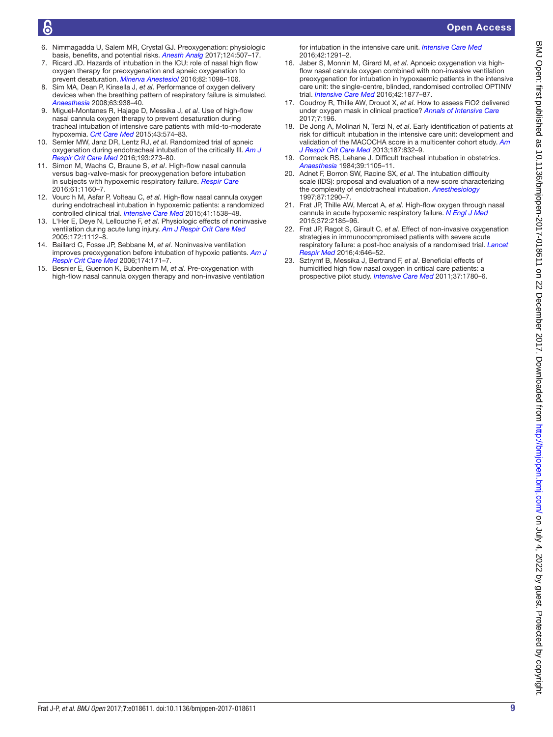6. Nimmagadda U, Salem MR, Crystal GJ. Preoxygenation: physiologic basis, benefits, and potential risks. *Anesth Analg* 2017;124:507–17.
7. Ricard JD. Hazards of intubation in the ICU: role of nasal high flow oxygen therapy for preoxygenation and apneic oxygenation to prevent desaturation. *Minerva Anestesiol* 2016;82:1098–106.
8. Sim MA, Dean P, Kinsella J, *et al*. Performance of oxygen delivery devices when the breathing pattern of respiratory failure is simulated. *Anaesthesia* 2008;63:938–40.
9. Miguel-Montanes R, Hajage D, Messika J, *et al*. Use of high-flow nasal cannula oxygen therapy to prevent desaturation during tracheal intubation of intensive care patients with mild-to-moderate hypoxemia. *Crit Care Med* 2015;43:574–83.
10. Semler MW, Janz DR, Lentz RJ, *et al*. Randomized trial of apneic oxygenation during endotracheal intubation of the critically Ill. *Am J Respir Crit Care Med* 2016;193:273–80.
11. Simon M, Wachs C, Braune S, *et al*. High-flow nasal cannula versus bag-valve-mask for preoxygenation before intubation in subjects with hypoxemic respiratory failure. *Respir Care* 2016;61:1160–7.
12. Vourc'h M, Asfar P, Volteau C, *et al*. High-flow nasal cannula oxygen during endotracheal intubation in hypoxemic patients: a randomized controlled clinical trial. *Intensive Care Med* 2015;41:1538–48.
13. L'Her E, Deye N, Lellouche F, *et al*. Physiologic effects of noninvasive ventilation during acute lung injury. *Am J Respir Crit Care Med* 2005;172:1112–8.
14. Baillard C, Fosse JP, Sebbane M, *et al*. Noninvasive ventilation improves preoxygenation before intubation of hypoxic patients. *Am J Respir Crit Care Med* 2006;174:171–7.
15. Besnier E, Guernon K, Bubenheim M, *et al*. Pre-oxygenation with high-flow nasal cannula oxygen therapy and non-invasive ventilation for intubation in the intensive care unit. *Intensive Care Med* 2016;42:1291–2.
16. Jaber S, Monnin M, Girard M, *et al*. Apnoeic oxygenation via high-flow nasal cannula oxygen combined with non-invasive ventilation preoxygenation for intubation in hypoxaemic patients in the intensive care unit: the single-centre, blinded, randomised controlled OPTINIV trial. *Intensive Care Med* 2016;42:1877–87.
17. Coudroy R, Thille AW, Drouot X, *et al*. How to assess FiO2 delivered under oxygen mask in clinical practice? *Annals of Intensive Care* 2017;7:196.
18. De Jong A, Molinari N, Terzi N, *et al*. Early identification of patients at risk for difficult intubation in the intensive care unit: development and validation of the MACOCHA score in a multicenter cohort study. *Am J Respir Crit Care Med* 2013;187:832–9.
19. Cormack RS, Lehane J. Difficult tracheal intubation in obstetrics. *Anaesthesia* 1984;39:1105–11.
20. Adnet F, Borron SW, Racine SX, *et al*. The intubation difficulty scale (IDS): proposal and evaluation of a new score characterizing the complexity of endotracheal intubation. *Anesthesiology* 1997;87:1290–7.
21. Frat JP, Thille AW, Mercat A, *et al*. High-flow oxygen through nasal cannula in acute hypoxemic respiratory failure. *N Engl J Med* 2015;372:2185–96.
22. Frat JP, Ragot S, Girault C, *et al*. Effect of non-invasive oxygenation strategies in immunocompromised patients with severe acute respiratory failure: a post-hoc analysis of a randomised trial. *Lancet Respir Med* 2016;4:646–52.
23. Sztrymf B, Messika J, Bertrand F, *et al*. Beneficial effects of humidified high flow nasal oxygen in critical care patients: a prospective pilot study. *Intensive Care Med* 2011;37:1780–6.